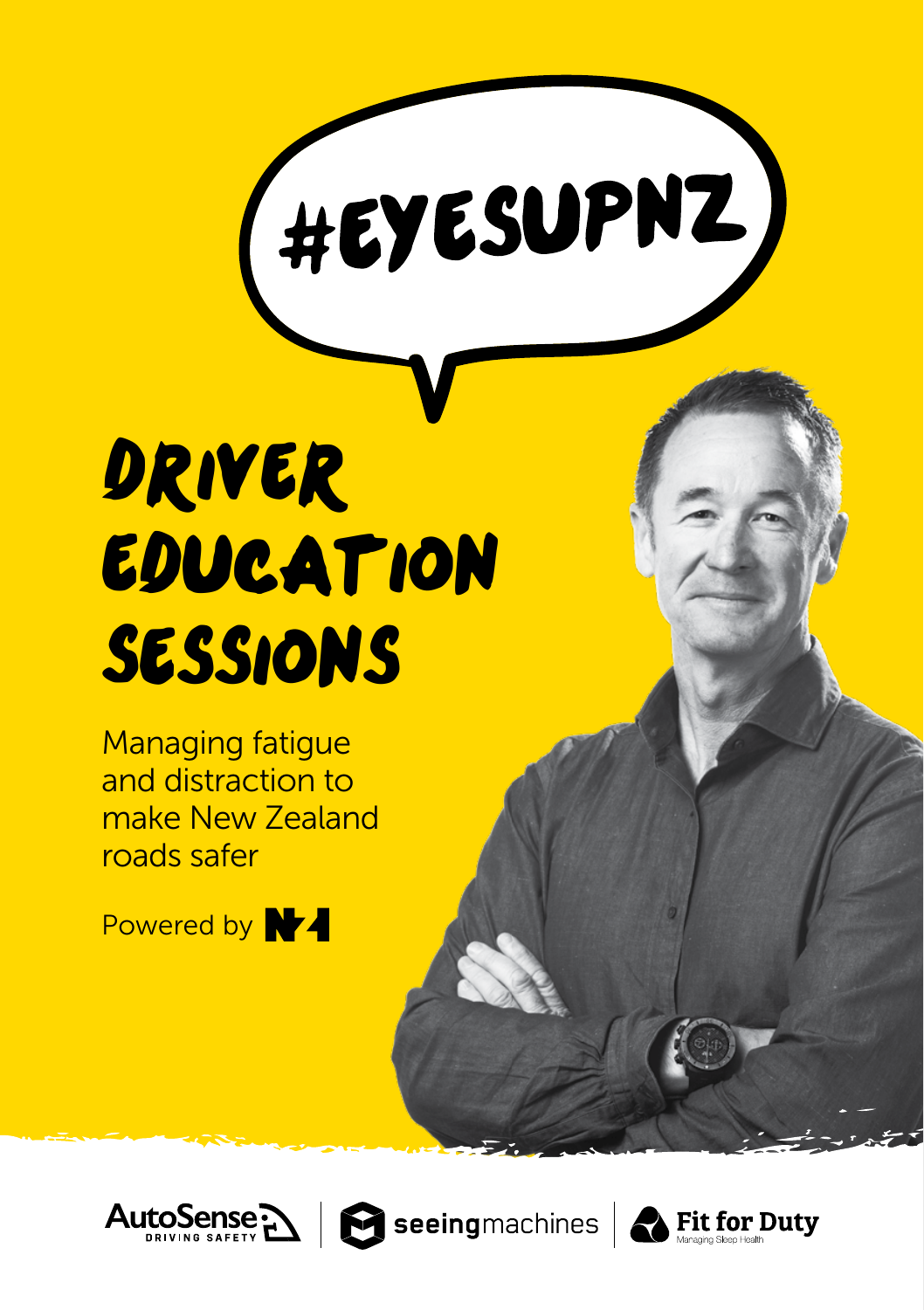#EYESUPNZ

# DRIVER EDUCATION SESSIONS

Managing fatigue and distraction to make New Zealand roads safer

Powered by NZI

AutoSense DRIVING SAFETY | seeingmachines | Fit for Duty Managing Sleep Health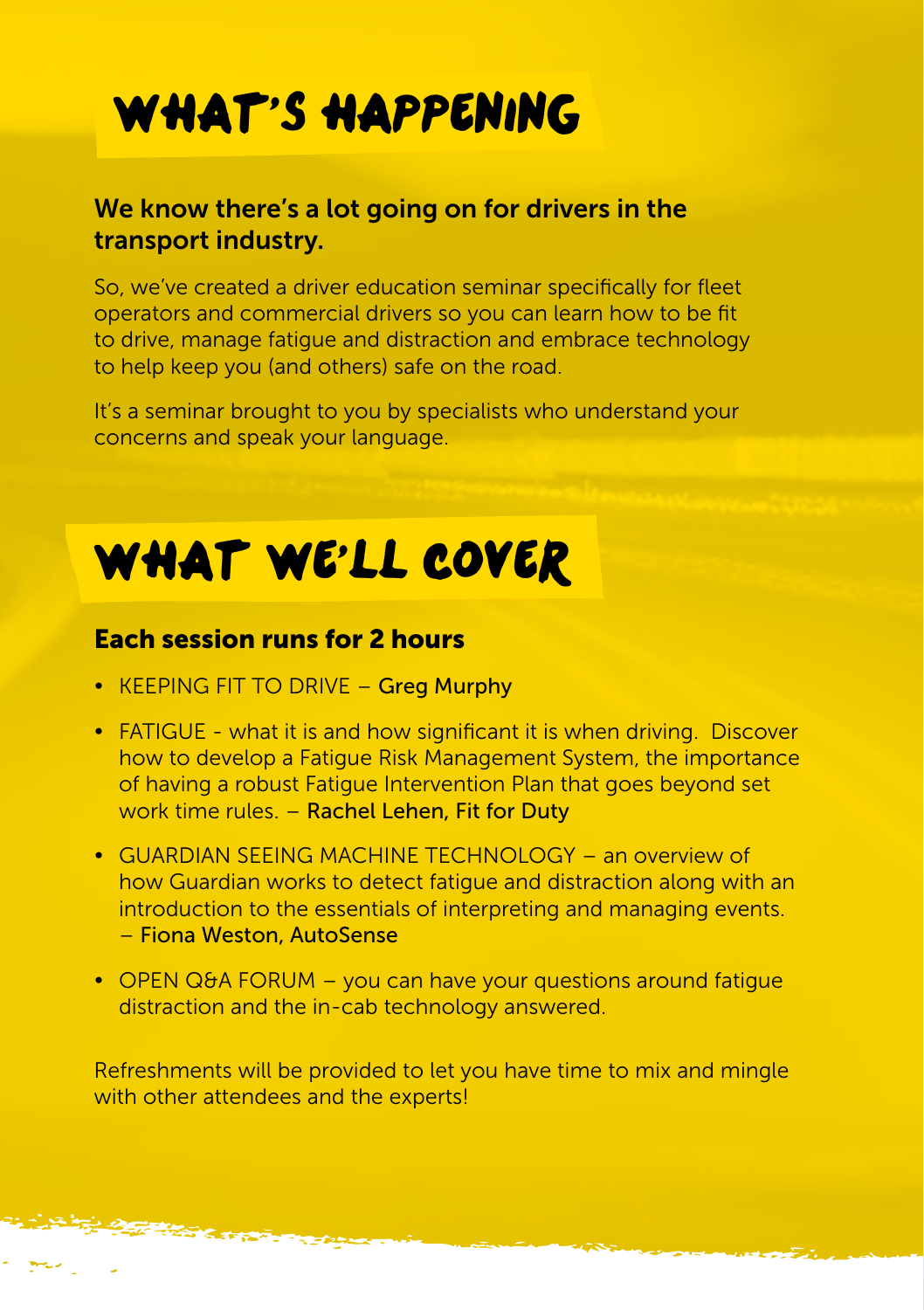# WHAT'S HAPPENING

**We know there's a lot going on for drivers in the transport industry.**

So, we've created a driver education seminar specifically for fleet operators and commercial drivers so you can learn how to be fit to drive, manage fatigue and distraction and embrace technology to help keep you (and others) safe on the road.

It's a seminar brought to you by specialists who understand your concerns and speak your language.

# WHAT WE'LL COVER

**Each session runs for 2 hours**

- KEEPING FIT TO DRIVE – Greg Murphy
- FATIGUE - what it is and how significant it is when driving. Discover how to develop a Fatigue Risk Management System, the importance of having a robust Fatigue Intervention Plan that goes beyond set work time rules. – Rachel Lehen, Fit for Duty
- GUARDIAN SEEING MACHINE TECHNOLOGY – an overview of how Guardian works to detect fatigue and distraction along with an introduction to the essentials of interpreting and managing events. – Fiona Weston, AutoSense
- OPEN Q&A FORUM – you can have your questions around fatigue distraction and the in-cab technology answered.

Refreshments will be provided to let you have time to mix and mingle with other attendees and the experts!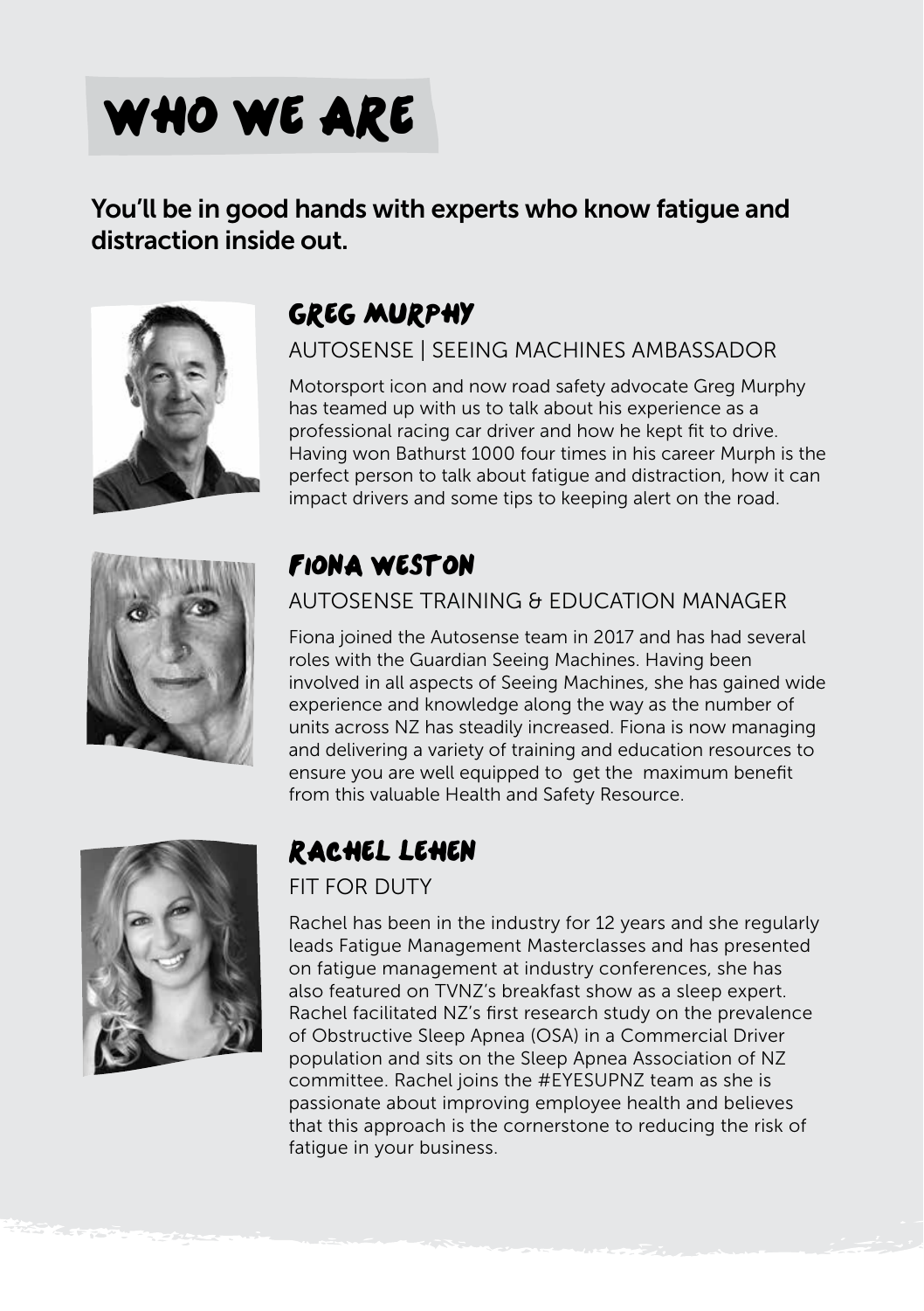# WHO WE ARE

**You'll be in good hands with experts who know fatigue and distraction inside out.**

## GREG MURPHY

AUTOSENSE | SEEING MACHINES AMBASSADOR

Motorsport icon and now road safety advocate Greg Murphy has teamed up with us to talk about his experience as a professional racing car driver and how he kept fit to drive. Having won Bathurst 1000 four times in his career Murph is the perfect person to talk about fatigue and distraction, how it can impact drivers and some tips to keeping alert on the road.

## FIONA WESTON

AUTOSENSE TRAINING & EDUCATION MANAGER

Fiona joined the Autosense team in 2017 and has had several roles with the Guardian Seeing Machines. Having been involved in all aspects of Seeing Machines, she has gained wide experience and knowledge along the way as the number of units across NZ has steadily increased. Fiona is now managing and delivering a variety of training and education resources to ensure you are well equipped to get the maximum benefit from this valuable Health and Safety Resource.

## RACHEL LEHEN

FIT FOR DUTY

Rachel has been in the industry for 12 years and she regularly leads Fatigue Management Masterclasses and has presented on fatigue management at industry conferences, she has also featured on TVNZ's breakfast show as a sleep expert. Rachel facilitated NZ's first research study on the prevalence of Obstructive Sleep Apnea (OSA) in a Commercial Driver population and sits on the Sleep Apnea Association of NZ committee. Rachel joins the #EYESUPNZ team as she is passionate about improving employee health and believes that this approach is the cornerstone to reducing the risk of fatigue in your business.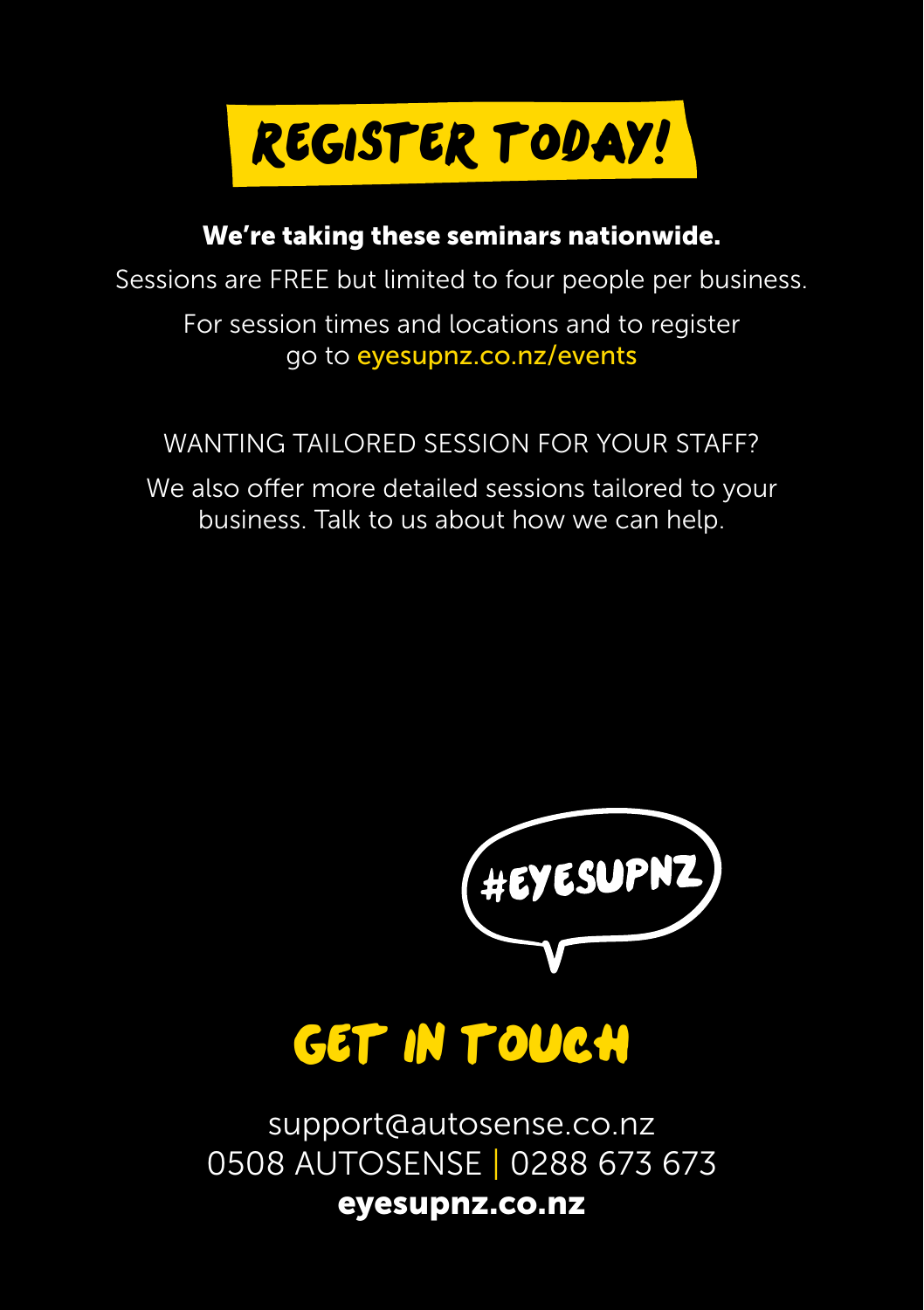# REGISTER TODAY!

**We're taking these seminars nationwide.**

Sessions are FREE but limited to four people per business.

For session times and locations and to register go to eyesupnz.co.nz/events

WANTING TAILORED SESSION FOR YOUR STAFF?

We also offer more detailed sessions tailored to your business. Talk to us about how we can help.

#EYESUPNZ

## GET IN TOUCH

support@autosense.co.nz
0508 AUTOSENSE | 0288 673 673
**eyesupnz.co.nz**